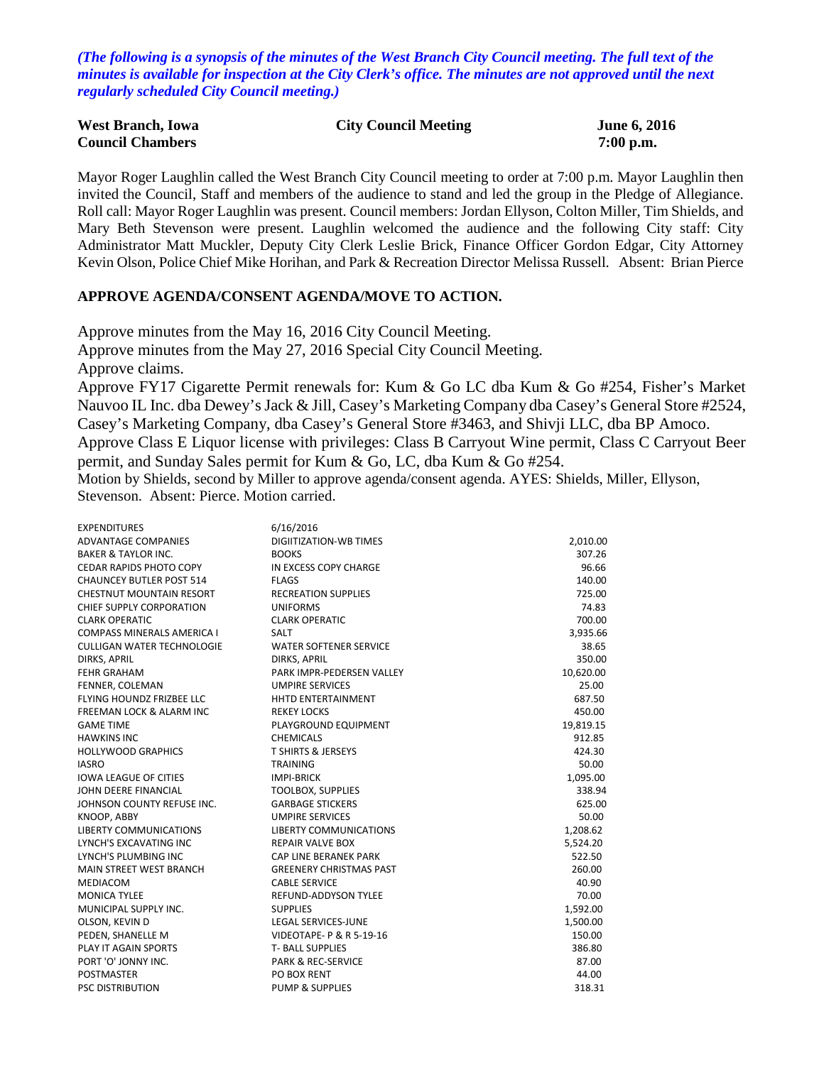*(The following is a synopsis of the minutes of the West Branch City Council meeting. The full text of the minutes is available for inspection at the City Clerk's office. The minutes are not approved until the next regularly scheduled City Council meeting.)*

| **West Branch, Iowa** | **City Council Meeting** | **June 6, 2016** |
|---|---|---|
| **Council Chambers** | | **7:00 p.m.** |

Mayor Roger Laughlin called the West Branch City Council meeting to order at 7:00 p.m. Mayor Laughlin then invited the Council, Staff and members of the audience to stand and led the group in the Pledge of Allegiance. Roll call: Mayor Roger Laughlin was present. Council members: Jordan Ellyson, Colton Miller, Tim Shields, and Mary Beth Stevenson were present. Laughlin welcomed the audience and the following City staff: City Administrator Matt Muckler, Deputy City Clerk Leslie Brick, Finance Officer Gordon Edgar, City Attorney Kevin Olson, Police Chief Mike Horihan, and Park & Recreation Director Melissa Russell. Absent: Brian Pierce

## APPROVE AGENDA/CONSENT AGENDA/MOVE TO ACTION.

Approve minutes from the May 16, 2016 City Council Meeting.

Approve minutes from the May 27, 2016 Special City Council Meeting.

Approve claims.

Approve FY17 Cigarette Permit renewals for: Kum & Go LC dba Kum & Go #254, Fisher's Market Nauvoo IL Inc. dba Dewey's Jack & Jill, Casey's Marketing Company dba Casey's General Store #2524, Casey's Marketing Company, dba Casey's General Store #3463, and Shivji LLC, dba BP Amoco.

Approve Class E Liquor license with privileges: Class B Carryout Wine permit, Class C Carryout Beer permit, and Sunday Sales permit for Kum & Go, LC, dba Kum & Go #254.

Motion by Shields, second by Miller to approve agenda/consent agenda. AYES: Shields, Miller, Ellyson, Stevenson. Absent: Pierce. Motion carried.

| EXPENDITURES | 6/16/2016 | |
|---|---|---|
| ADVANTAGE COMPANIES | DIGIITIZATION-WB TIMES | 2,010.00 |
| BAKER & TAYLOR INC. | BOOKS | 307.26 |
| CEDAR RAPIDS PHOTO COPY | IN EXCESS COPY CHARGE | 96.66 |
| CHAUNCEY BUTLER POST 514 | FLAGS | 140.00 |
| CHESTNUT MOUNTAIN RESORT | RECREATION SUPPLIES | 725.00 |
| CHIEF SUPPLY CORPORATION | UNIFORMS | 74.83 |
| CLARK OPERATIC | CLARK OPERATIC | 700.00 |
| COMPASS MINERALS AMERICA I | SALT | 3,935.66 |
| CULLIGAN WATER TECHNOLOGIE | WATER SOFTENER SERVICE | 38.65 |
| DIRKS, APRIL | DIRKS, APRIL | 350.00 |
| FEHR GRAHAM | PARK IMPR-PEDERSEN VALLEY | 10,620.00 |
| FENNER, COLEMAN | UMPIRE SERVICES | 25.00 |
| FLYING HOUNDZ FRIZBEE LLC | HHTD ENTERTAINMENT | 687.50 |
| FREEMAN LOCK & ALARM INC | REKEY LOCKS | 450.00 |
| GAME TIME | PLAYGROUND EQUIPMENT | 19,819.15 |
| HAWKINS INC | CHEMICALS | 912.85 |
| HOLLYWOOD GRAPHICS | T SHIRTS & JERSEYS | 424.30 |
| IASRO | TRAINING | 50.00 |
| IOWA LEAGUE OF CITIES | IMPI-BRICK | 1,095.00 |
| JOHN DEERE FINANCIAL | TOOLBOX, SUPPLIES | 338.94 |
| JOHNSON COUNTY REFUSE INC. | GARBAGE STICKERS | 625.00 |
| KNOOP, ABBY | UMPIRE SERVICES | 50.00 |
| LIBERTY COMMUNICATIONS | LIBERTY COMMUNICATIONS | 1,208.62 |
| LYNCH'S EXCAVATING INC | REPAIR VALVE BOX | 5,524.20 |
| LYNCH'S PLUMBING INC | CAP LINE BERANEK PARK | 522.50 |
| MAIN STREET WEST BRANCH | GREENERY CHRISTMAS PAST | 260.00 |
| MEDIACOM | CABLE SERVICE | 40.90 |
| MONICA TYLEE | REFUND-ADDYSON TYLEE | 70.00 |
| MUNICIPAL SUPPLY INC. | SUPPLIES | 1,592.00 |
| OLSON, KEVIN D | LEGAL SERVICES-JUNE | 1,500.00 |
| PEDEN, SHANELLE M | VIDEOTAPE- P & R 5-19-16 | 150.00 |
| PLAY IT AGAIN SPORTS | T- BALL SUPPLIES | 386.80 |
| PORT 'O' JONNY INC. | PARK & REC-SERVICE | 87.00 |
| POSTMASTER | PO BOX RENT | 44.00 |
| PSC DISTRIBUTION | PUMP & SUPPLIES | 318.31 |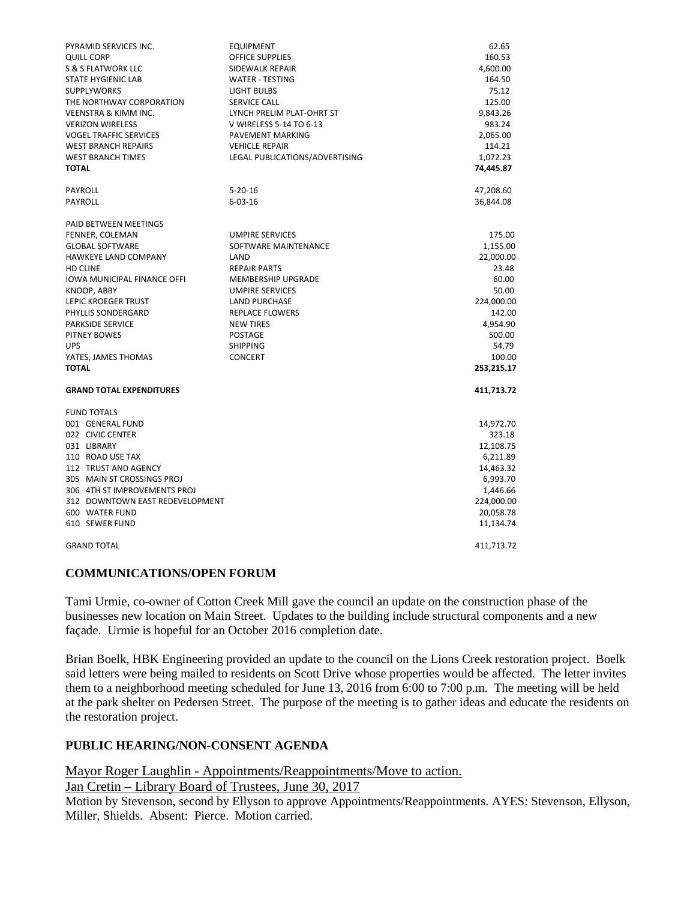| | | |
|---|---|---|
| PYRAMID SERVICES INC. | EQUIPMENT | 62.65 |
| QUILL CORP | OFFICE SUPPLIES | 160.53 |
| S & S FLATWORK LLC | SIDEWALK REPAIR | 4,600.00 |
| STATE HYGIENIC LAB | WATER - TESTING | 164.50 |
| SUPPLYWORKS | LIGHT BULBS | 75.12 |
| THE NORTHWAY CORPORATION | SERVICE CALL | 125.00 |
| VEENSTRA & KIMM INC. | LYNCH PRELIM PLAT-OHRT ST | 9,843.26 |
| VERIZON WIRELESS | V WIRELESS 5-14 TO 6-13 | 983.24 |
| VOGEL TRAFFIC SERVICES | PAVEMENT MARKING | 2,065.00 |
| WEST BRANCH REPAIRS | VEHICLE REPAIR | 114.21 |
| WEST BRANCH TIMES | LEGAL PUBLICATIONS/ADVERTISING | 1,072.23 |
| **TOTAL** | | **74,445.87** |
| | | |
| PAYROLL | 5-20-16 | 47,208.60 |
| PAYROLL | 6-03-16 | 36,844.08 |
| | | |
| PAID BETWEEN MEETINGS | | |
| FENNER, COLEMAN | UMPIRE SERVICES | 175.00 |
| GLOBAL SOFTWARE | SOFTWARE MAINTENANCE | 1,155.00 |
| HAWKEYE LAND COMPANY | LAND | 22,000.00 |
| HD CLINE | REPAIR PARTS | 23.48 |
| IOWA MUNICIPAL FINANCE OFFI | MEMBERSHIP UPGRADE | 60.00 |
| KNOOP, ABBY | UMPIRE SERVICES | 50.00 |
| LEPIC KROEGER TRUST | LAND PURCHASE | 224,000.00 |
| PHYLLIS SONDERGARD | REPLACE FLOWERS | 142.00 |
| PARKSIDE SERVICE | NEW TIRES | 4,954.90 |
| PITNEY BOWES | POSTAGE | 500.00 |
| UPS | SHIPPING | 54.79 |
| YATES, JAMES THOMAS | CONCERT | 100.00 |
| **TOTAL** | | **253,215.17** |
| | | |
| **GRAND TOTAL EXPENDITURES** | | **411,713.72** |
| | | |
| FUND TOTALS | | |
| 001 GENERAL FUND | | 14,972.70 |
| 022 CIVIC CENTER | | 323.18 |
| 031 LIBRARY | | 12,108.75 |
| 110 ROAD USE TAX | | 6,211.89 |
| 112 TRUST AND AGENCY | | 14,463.32 |
| 305 MAIN ST CROSSINGS PROJ | | 6,993.70 |
| 306 4TH ST IMPROVEMENTS PROJ | | 1,446.66 |
| 312 DOWNTOWN EAST REDEVELOPMENT | | 224,000.00 |
| 600 WATER FUND | | 20,058.78 |
| 610 SEWER FUND | | 11,134.74 |
| | | |
| GRAND TOTAL | | 411,713.72 |

## COMMUNICATIONS/OPEN FORUM

Tami Urmie, co-owner of Cotton Creek Mill gave the council an update on the construction phase of the businesses new location on Main Street. Updates to the building include structural components and a new façade. Urmie is hopeful for an October 2016 completion date.

Brian Boelk, HBK Engineering provided an update to the council on the Lions Creek restoration project. Boelk said letters were being mailed to residents on Scott Drive whose properties would be affected. The letter invites them to a neighborhood meeting scheduled for June 13, 2016 from 6:00 to 7:00 p.m. The meeting will be held at the park shelter on Pedersen Street. The purpose of the meeting is to gather ideas and educate the residents on the restoration project.

## PUBLIC HEARING/NON-CONSENT AGENDA

Mayor Roger Laughlin - Appointments/Reappointments/Move to action.
Jan Cretin – Library Board of Trustees, June 30, 2017
Motion by Stevenson, second by Ellyson to approve Appointments/Reappointments. AYES: Stevenson, Ellyson, Miller, Shields. Absent: Pierce. Motion carried.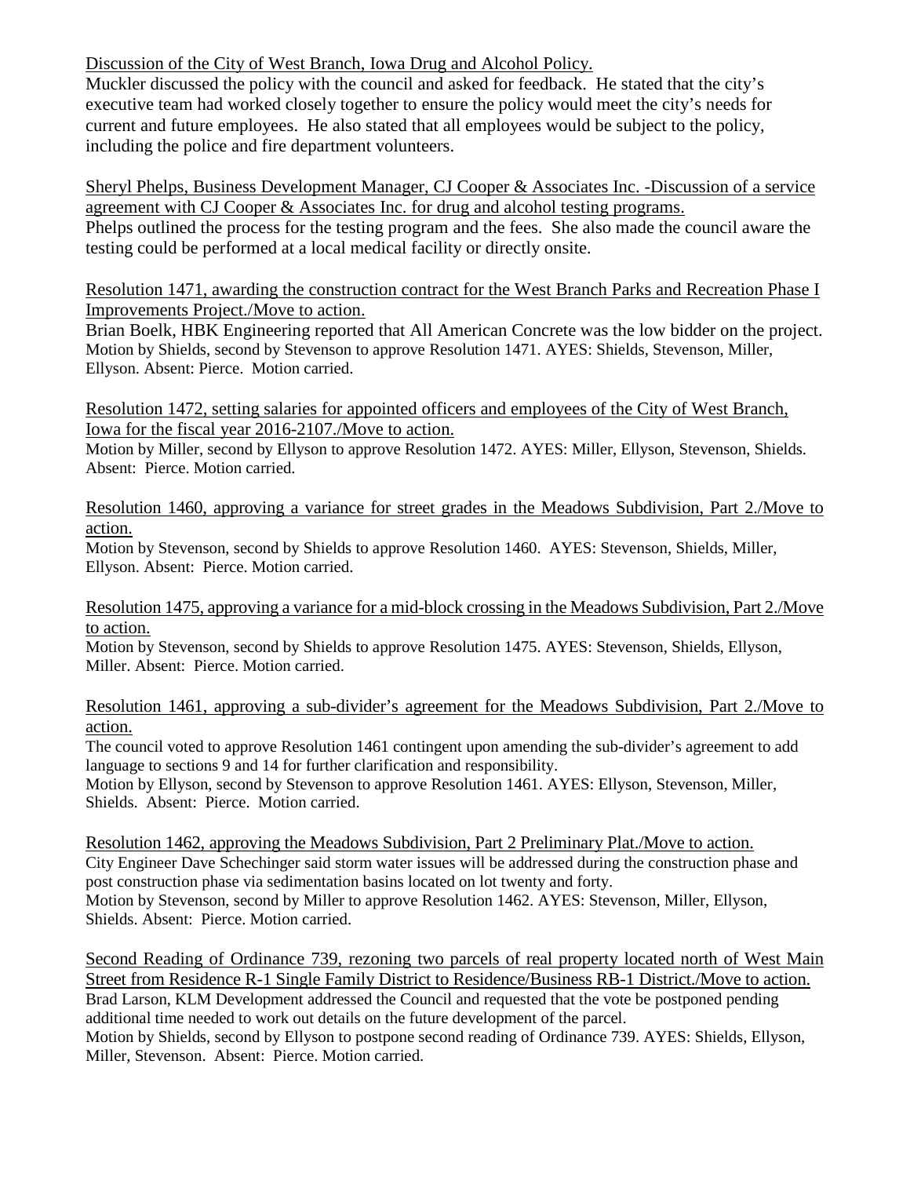Discussion of the City of West Branch, Iowa Drug and Alcohol Policy.

Muckler discussed the policy with the council and asked for feedback. He stated that the city's executive team had worked closely together to ensure the policy would meet the city's needs for current and future employees. He also stated that all employees would be subject to the policy, including the police and fire department volunteers.

Sheryl Phelps, Business Development Manager, CJ Cooper & Associates Inc. -Discussion of a service agreement with CJ Cooper & Associates Inc. for drug and alcohol testing programs.

Phelps outlined the process for the testing program and the fees. She also made the council aware the testing could be performed at a local medical facility or directly onsite.

Resolution 1471, awarding the construction contract for the West Branch Parks and Recreation Phase I Improvements Project./Move to action.

Brian Boelk, HBK Engineering reported that All American Concrete was the low bidder on the project. Motion by Shields, second by Stevenson to approve Resolution 1471. AYES: Shields, Stevenson, Miller, Ellyson. Absent: Pierce. Motion carried.

Resolution 1472, setting salaries for appointed officers and employees of the City of West Branch, Iowa for the fiscal year 2016-2107./Move to action.

Motion by Miller, second by Ellyson to approve Resolution 1472. AYES: Miller, Ellyson, Stevenson, Shields. Absent: Pierce. Motion carried.

Resolution 1460, approving a variance for street grades in the Meadows Subdivision, Part 2./Move to action.

Motion by Stevenson, second by Shields to approve Resolution 1460. AYES: Stevenson, Shields, Miller, Ellyson. Absent: Pierce. Motion carried.

Resolution 1475, approving a variance for a mid-block crossing in the Meadows Subdivision, Part 2./Move to action.

Motion by Stevenson, second by Shields to approve Resolution 1475. AYES: Stevenson, Shields, Ellyson, Miller. Absent: Pierce. Motion carried.

Resolution 1461, approving a sub-divider's agreement for the Meadows Subdivision, Part 2./Move to action.

The council voted to approve Resolution 1461 contingent upon amending the sub-divider's agreement to add language to sections 9 and 14 for further clarification and responsibility.

Motion by Ellyson, second by Stevenson to approve Resolution 1461. AYES: Ellyson, Stevenson, Miller, Shields. Absent: Pierce. Motion carried.

Resolution 1462, approving the Meadows Subdivision, Part 2 Preliminary Plat./Move to action.

City Engineer Dave Schechinger said storm water issues will be addressed during the construction phase and post construction phase via sedimentation basins located on lot twenty and forty.

Motion by Stevenson, second by Miller to approve Resolution 1462. AYES: Stevenson, Miller, Ellyson, Shields. Absent: Pierce. Motion carried.

Second Reading of Ordinance 739, rezoning two parcels of real property located north of West Main Street from Residence R-1 Single Family District to Residence/Business RB-1 District./Move to action.

Brad Larson, KLM Development addressed the Council and requested that the vote be postponed pending additional time needed to work out details on the future development of the parcel.

Motion by Shields, second by Ellyson to postpone second reading of Ordinance 739. AYES: Shields, Ellyson, Miller, Stevenson. Absent: Pierce. Motion carried.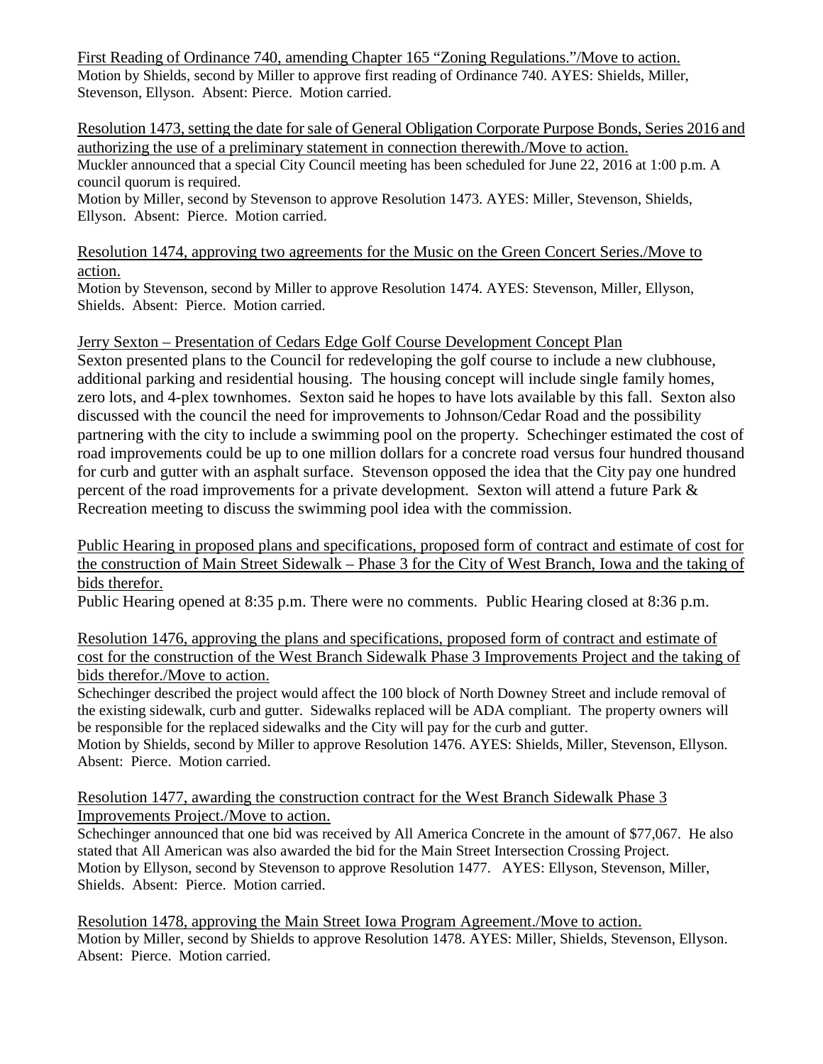First Reading of Ordinance 740, amending Chapter 165 "Zoning Regulations."/Move to action.

Motion by Shields, second by Miller to approve first reading of Ordinance 740. AYES: Shields, Miller, Stevenson, Ellyson. Absent: Pierce. Motion carried.

Resolution 1473, setting the date for sale of General Obligation Corporate Purpose Bonds, Series 2016 and authorizing the use of a preliminary statement in connection therewith./Move to action.

Muckler announced that a special City Council meeting has been scheduled for June 22, 2016 at 1:00 p.m. A council quorum is required.

Motion by Miller, second by Stevenson to approve Resolution 1473. AYES: Miller, Stevenson, Shields, Ellyson. Absent: Pierce. Motion carried.

Resolution 1474, approving two agreements for the Music on the Green Concert Series./Move to action.

Motion by Stevenson, second by Miller to approve Resolution 1474. AYES: Stevenson, Miller, Ellyson, Shields. Absent: Pierce. Motion carried.

Jerry Sexton – Presentation of Cedars Edge Golf Course Development Concept Plan

Sexton presented plans to the Council for redeveloping the golf course to include a new clubhouse, additional parking and residential housing. The housing concept will include single family homes, zero lots, and 4-plex townhomes. Sexton said he hopes to have lots available by this fall. Sexton also discussed with the council the need for improvements to Johnson/Cedar Road and the possibility partnering with the city to include a swimming pool on the property. Schechinger estimated the cost of road improvements could be up to one million dollars for a concrete road versus four hundred thousand for curb and gutter with an asphalt surface. Stevenson opposed the idea that the City pay one hundred percent of the road improvements for a private development. Sexton will attend a future Park & Recreation meeting to discuss the swimming pool idea with the commission.

Public Hearing in proposed plans and specifications, proposed form of contract and estimate of cost for the construction of Main Street Sidewalk – Phase 3 for the City of West Branch, Iowa and the taking of bids therefor.

Public Hearing opened at 8:35 p.m. There were no comments. Public Hearing closed at 8:36 p.m.

Resolution 1476, approving the plans and specifications, proposed form of contract and estimate of cost for the construction of the West Branch Sidewalk Phase 3 Improvements Project and the taking of bids therefor./Move to action.

Schechinger described the project would affect the 100 block of North Downey Street and include removal of the existing sidewalk, curb and gutter. Sidewalks replaced will be ADA compliant. The property owners will be responsible for the replaced sidewalks and the City will pay for the curb and gutter.

Motion by Shields, second by Miller to approve Resolution 1476. AYES: Shields, Miller, Stevenson, Ellyson. Absent: Pierce. Motion carried.

Resolution 1477, awarding the construction contract for the West Branch Sidewalk Phase 3 Improvements Project./Move to action.

Schechinger announced that one bid was received by All America Concrete in the amount of $77,067. He also stated that All American was also awarded the bid for the Main Street Intersection Crossing Project.

Motion by Ellyson, second by Stevenson to approve Resolution 1477. AYES: Ellyson, Stevenson, Miller, Shields. Absent: Pierce. Motion carried.

Resolution 1478, approving the Main Street Iowa Program Agreement./Move to action.

Motion by Miller, second by Shields to approve Resolution 1478. AYES: Miller, Shields, Stevenson, Ellyson. Absent: Pierce. Motion carried.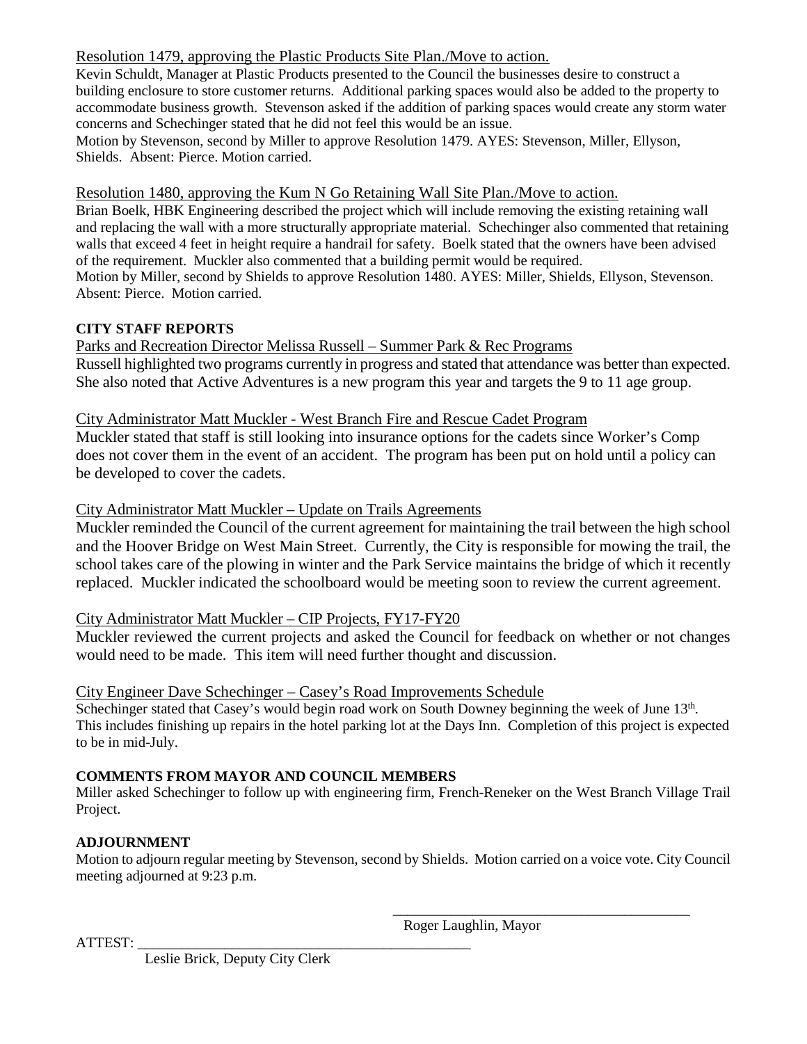Resolution 1479, approving the Plastic Products Site Plan./Move to action.

Kevin Schuldt, Manager at Plastic Products presented to the Council the businesses desire to construct a building enclosure to store customer returns. Additional parking spaces would also be added to the property to accommodate business growth. Stevenson asked if the addition of parking spaces would create any storm water concerns and Schechinger stated that he did not feel this would be an issue.

Motion by Stevenson, second by Miller to approve Resolution 1479. AYES: Stevenson, Miller, Ellyson, Shields. Absent: Pierce. Motion carried.

Resolution 1480, approving the Kum N Go Retaining Wall Site Plan./Move to action.

Brian Boelk, HBK Engineering described the project which will include removing the existing retaining wall and replacing the wall with a more structurally appropriate material. Schechinger also commented that retaining walls that exceed 4 feet in height require a handrail for safety. Boelk stated that the owners have been advised of the requirement. Muckler also commented that a building permit would be required.

Motion by Miller, second by Shields to approve Resolution 1480. AYES: Miller, Shields, Ellyson, Stevenson. Absent: Pierce. Motion carried.

**CITY STAFF REPORTS**

Parks and Recreation Director Melissa Russell – Summer Park & Rec Programs

Russell highlighted two programs currently in progress and stated that attendance was better than expected. She also noted that Active Adventures is a new program this year and targets the 9 to 11 age group.

City Administrator Matt Muckler - West Branch Fire and Rescue Cadet Program

Muckler stated that staff is still looking into insurance options for the cadets since Worker's Comp does not cover them in the event of an accident. The program has been put on hold until a policy can be developed to cover the cadets.

City Administrator Matt Muckler – Update on Trails Agreements

Muckler reminded the Council of the current agreement for maintaining the trail between the high school and the Hoover Bridge on West Main Street. Currently, the City is responsible for mowing the trail, the school takes care of the plowing in winter and the Park Service maintains the bridge of which it recently replaced. Muckler indicated the schoolboard would be meeting soon to review the current agreement.

City Administrator Matt Muckler – CIP Projects, FY17-FY20

Muckler reviewed the current projects and asked the Council for feedback on whether or not changes would need to be made. This item will need further thought and discussion.

City Engineer Dave Schechinger – Casey's Road Improvements Schedule

Schechinger stated that Casey's would begin road work on South Downey beginning the week of June 13th. This includes finishing up repairs in the hotel parking lot at the Days Inn. Completion of this project is expected to be in mid-July.

**COMMENTS FROM MAYOR AND COUNCIL MEMBERS**

Miller asked Schechinger to follow up with engineering firm, French-Reneker on the West Branch Village Trail Project.

**ADJOURNMENT**

Motion to adjourn regular meeting by Stevenson, second by Shields. Motion carried on a voice vote. City Council meeting adjourned at 9:23 p.m.

\_\_\_\_\_\_\_\_\_\_\_\_\_\_\_\_\_\_\_\_\_\_\_\_\_\_\_\_\_\_\_\_\_\_\_\_\_\_\_\_\_\_

Roger Laughlin, Mayor

ATTEST: \_\_\_\_\_\_\_\_\_\_\_\_\_\_\_\_\_\_\_\_\_\_\_\_\_\_\_\_\_\_\_\_\_\_\_\_\_\_\_\_\_\_\_\_\_

Leslie Brick, Deputy City Clerk